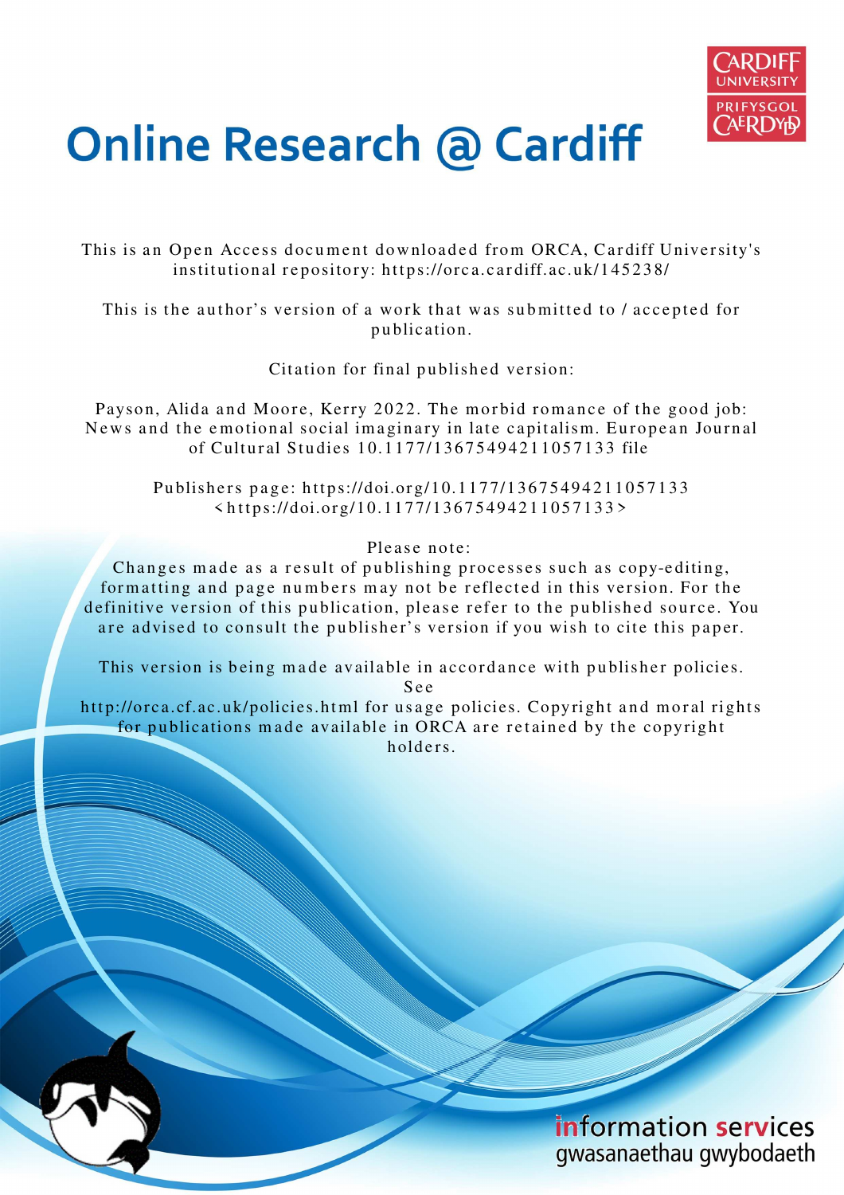# Online Research @ Cardiff

This is an Open Access document downloaded from ORCA, Cardiff University's institutional repository: https://orca.cardiff.ac.uk/145238/

This is the author's version of a work that was submitted to / accepted for publication.

Citation for final published version:

Payson, Alida and Moore, Kerry 2022. The morbid romance of the good job: News and the emotional social imaginary in late capitalism. European Journal of Cultural Studies 10.1177/13675494211057133 file

Publishers page: https://doi.org/10.1177/13675494211057133 <https://doi.org/10.1177/13675494211057133>

Please note:
Changes made as a result of publishing processes such as copy-editing, formatting and page numbers may not be reflected in this version. For the definitive version of this publication, please refer to the published source. You are advised to consult the publisher's version if you wish to cite this paper.

This version is being made available in accordance with publisher policies. See http://orca.cf.ac.uk/policies.html for usage policies. Copyright and moral rights for publications made available in ORCA are retained by the copyright holders.

information services
gwasanaethau gwybodaeth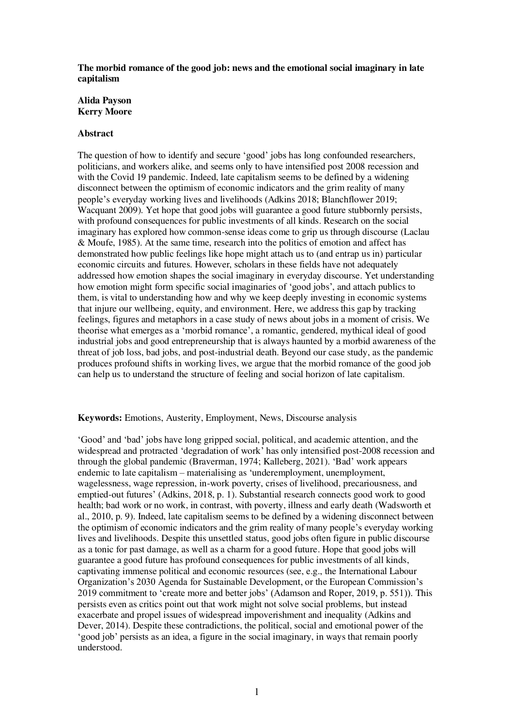**The morbid romance of the good job: news and the emotional social imaginary in late capitalism**

**Alida Payson**
**Kerry Moore**

**Abstract**

The question of how to identify and secure 'good' jobs has long confounded researchers, politicians, and workers alike, and seems only to have intensified post 2008 recession and with the Covid 19 pandemic. Indeed, late capitalism seems to be defined by a widening disconnect between the optimism of economic indicators and the grim reality of many people's everyday working lives and livelihoods (Adkins 2018; Blanchflower 2019; Wacquant 2009). Yet hope that good jobs will guarantee a good future stubbornly persists, with profound consequences for public investments of all kinds. Research on the social imaginary has explored how common-sense ideas come to grip us through discourse (Laclau & Moufe, 1985). At the same time, research into the politics of emotion and affect has demonstrated how public feelings like hope might attach us to (and entrap us in) particular economic circuits and futures. However, scholars in these fields have not adequately addressed how emotion shapes the social imaginary in everyday discourse. Yet understanding how emotion might form specific social imaginaries of 'good jobs', and attach publics to them, is vital to understanding how and why we keep deeply investing in economic systems that injure our wellbeing, equity, and environment. Here, we address this gap by tracking feelings, figures and metaphors in a case study of news about jobs in a moment of crisis. We theorise what emerges as a 'morbid romance', a romantic, gendered, mythical ideal of good industrial jobs and good entrepreneurship that is always haunted by a morbid awareness of the threat of job loss, bad jobs, and post-industrial death. Beyond our case study, as the pandemic produces profound shifts in working lives, we argue that the morbid romance of the good job can help us to understand the structure of feeling and social horizon of late capitalism.

**Keywords:** Emotions, Austerity, Employment, News, Discourse analysis

'Good' and 'bad' jobs have long gripped social, political, and academic attention, and the widespread and protracted 'degradation of work' has only intensified post-2008 recession and through the global pandemic (Braverman, 1974; Kalleberg, 2021). 'Bad' work appears endemic to late capitalism – materialising as 'underemployment, unemployment, wagelessness, wage repression, in-work poverty, crises of livelihood, precariousness, and emptied-out futures' (Adkins, 2018, p. 1). Substantial research connects good work to good health; bad work or no work, in contrast, with poverty, illness and early death (Wadsworth et al., 2010, p. 9). Indeed, late capitalism seems to be defined by a widening disconnect between the optimism of economic indicators and the grim reality of many people's everyday working lives and livelihoods. Despite this unsettled status, good jobs often figure in public discourse as a tonic for past damage, as well as a charm for a good future. Hope that good jobs will guarantee a good future has profound consequences for public investments of all kinds, captivating immense political and economic resources (see, e.g., the International Labour Organization's 2030 Agenda for Sustainable Development, or the European Commission's 2019 commitment to 'create more and better jobs' (Adamson and Roper, 2019, p. 551)). This persists even as critics point out that work might not solve social problems, but instead exacerbate and propel issues of widespread impoverishment and inequality (Adkins and Dever, 2014). Despite these contradictions, the political, social and emotional power of the 'good job' persists as an idea, a figure in the social imaginary, in ways that remain poorly understood.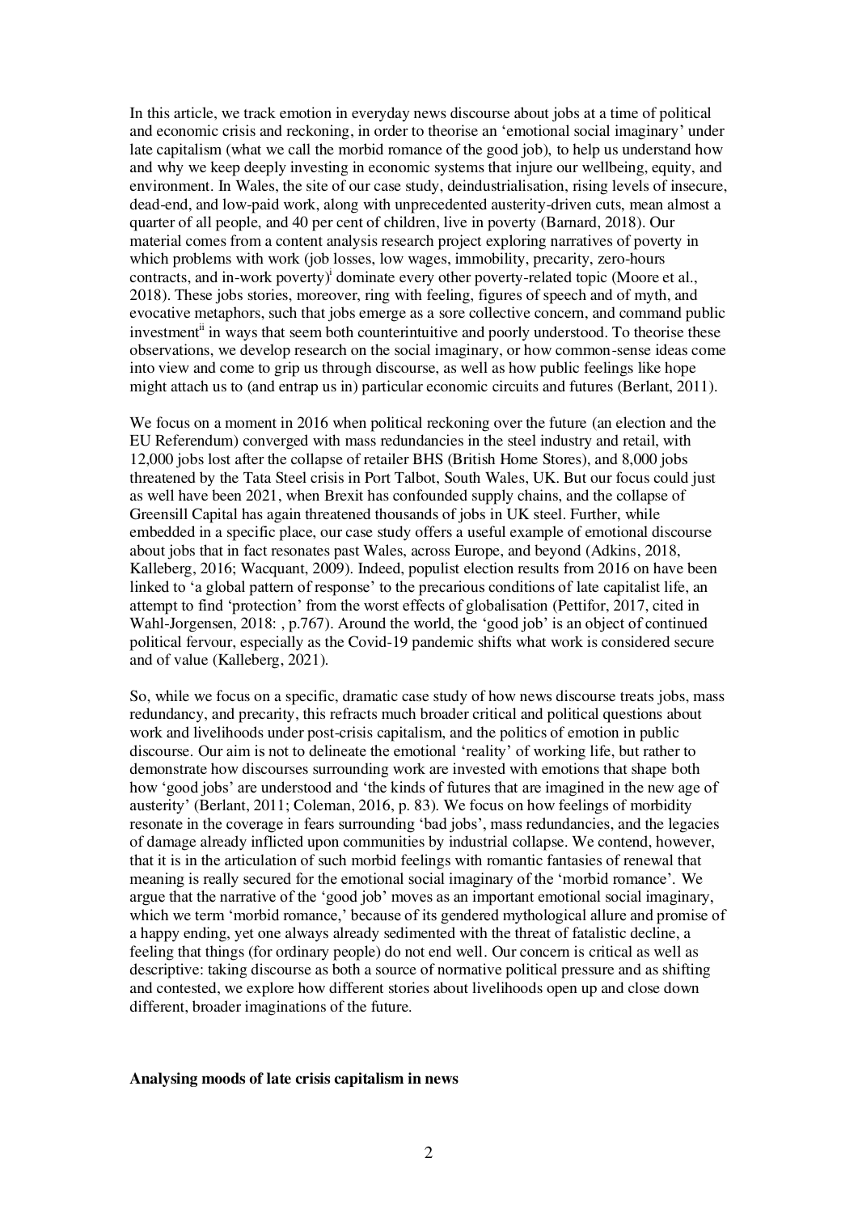In this article, we track emotion in everyday news discourse about jobs at a time of political and economic crisis and reckoning, in order to theorise an 'emotional social imaginary' under late capitalism (what we call the morbid romance of the good job), to help us understand how and why we keep deeply investing in economic systems that injure our wellbeing, equity, and environment. In Wales, the site of our case study, deindustrialisation, rising levels of insecure, dead-end, and low-paid work, along with unprecedented austerity-driven cuts, mean almost a quarter of all people, and 40 per cent of children, live in poverty (Barnard, 2018). Our material comes from a content analysis research project exploring narratives of poverty in which problems with work (job losses, low wages, immobility, precarity, zero-hours contracts, and in-work poverty)[i] dominate every other poverty-related topic (Moore et al., 2018). These jobs stories, moreover, ring with feeling, figures of speech and of myth, and evocative metaphors, such that jobs emerge as a sore collective concern, and command public investment[ii] in ways that seem both counterintuitive and poorly understood. To theorise these observations, we develop research on the social imaginary, or how common-sense ideas come into view and come to grip us through discourse, as well as how public feelings like hope might attach us to (and entrap us in) particular economic circuits and futures (Berlant, 2011).

We focus on a moment in 2016 when political reckoning over the future (an election and the EU Referendum) converged with mass redundancies in the steel industry and retail, with 12,000 jobs lost after the collapse of retailer BHS (British Home Stores), and 8,000 jobs threatened by the Tata Steel crisis in Port Talbot, South Wales, UK. But our focus could just as well have been 2021, when Brexit has confounded supply chains, and the collapse of Greensill Capital has again threatened thousands of jobs in UK steel. Further, while embedded in a specific place, our case study offers a useful example of emotional discourse about jobs that in fact resonates past Wales, across Europe, and beyond (Adkins, 2018, Kalleberg, 2016; Wacquant, 2009). Indeed, populist election results from 2016 on have been linked to 'a global pattern of response' to the precarious conditions of late capitalist life, an attempt to find 'protection' from the worst effects of globalisation (Pettifor, 2017, cited in Wahl-Jorgensen, 2018: , p.767). Around the world, the 'good job' is an object of continued political fervour, especially as the Covid-19 pandemic shifts what work is considered secure and of value (Kalleberg, 2021).

So, while we focus on a specific, dramatic case study of how news discourse treats jobs, mass redundancy, and precarity, this refracts much broader critical and political questions about work and livelihoods under post-crisis capitalism, and the politics of emotion in public discourse. Our aim is not to delineate the emotional 'reality' of working life, but rather to demonstrate how discourses surrounding work are invested with emotions that shape both how 'good jobs' are understood and 'the kinds of futures that are imagined in the new age of austerity' (Berlant, 2011; Coleman, 2016, p. 83). We focus on how feelings of morbidity resonate in the coverage in fears surrounding 'bad jobs', mass redundancies, and the legacies of damage already inflicted upon communities by industrial collapse. We contend, however, that it is in the articulation of such morbid feelings with romantic fantasies of renewal that meaning is really secured for the emotional social imaginary of the 'morbid romance'. We argue that the narrative of the 'good job' moves as an important emotional social imaginary, which we term 'morbid romance,' because of its gendered mythological allure and promise of a happy ending, yet one always already sedimented with the threat of fatalistic decline, a feeling that things (for ordinary people) do not end well. Our concern is critical as well as descriptive: taking discourse as both a source of normative political pressure and as shifting and contested, we explore how different stories about livelihoods open up and close down different, broader imaginations of the future.

**Analysing moods of late crisis capitalism in news**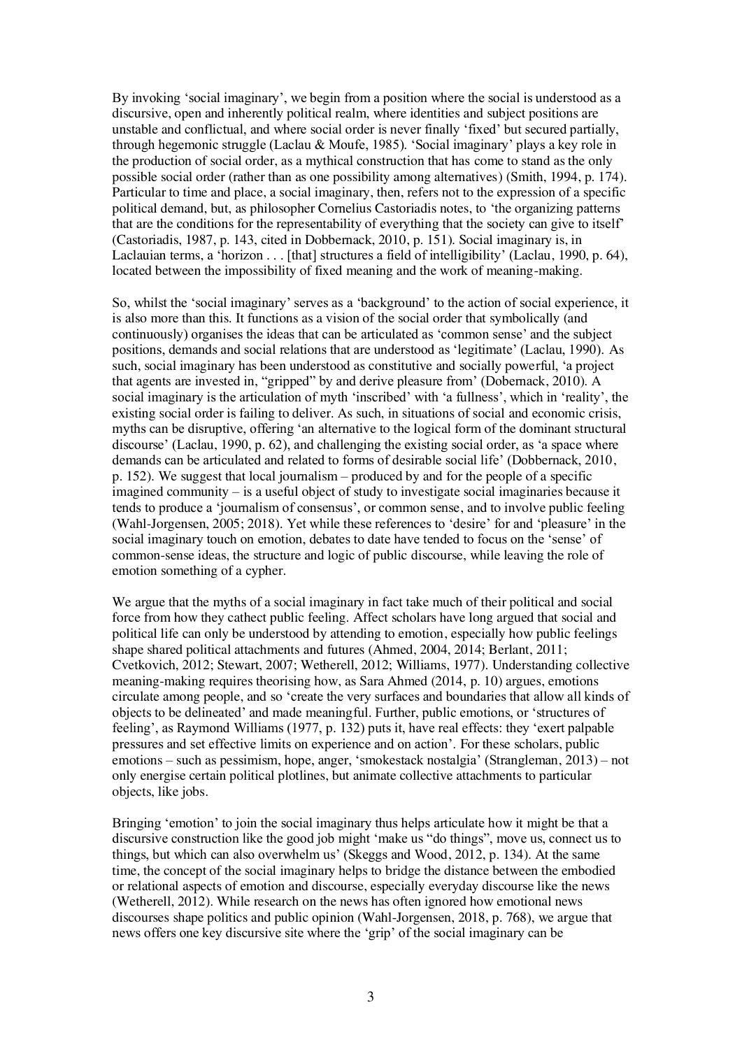By invoking 'social imaginary', we begin from a position where the social is understood as a discursive, open and inherently political realm, where identities and subject positions are unstable and conflictual, and where social order is never finally 'fixed' but secured partially, through hegemonic struggle (Laclau & Moufe, 1985). 'Social imaginary' plays a key role in the production of social order, as a mythical construction that has come to stand as the only possible social order (rather than as one possibility among alternatives) (Smith, 1994, p. 174). Particular to time and place, a social imaginary, then, refers not to the expression of a specific political demand, but, as philosopher Cornelius Castoriadis notes, to 'the organizing patterns that are the conditions for the representability of everything that the society can give to itself' (Castoriadis, 1987, p. 143, cited in Dobbernack, 2010, p. 151). Social imaginary is, in Laclauian terms, a 'horizon . . . [that] structures a field of intelligibility' (Laclau, 1990, p. 64), located between the impossibility of fixed meaning and the work of meaning-making.

So, whilst the 'social imaginary' serves as a 'background' to the action of social experience, it is also more than this. It functions as a vision of the social order that symbolically (and continuously) organises the ideas that can be articulated as 'common sense' and the subject positions, demands and social relations that are understood as 'legitimate' (Laclau, 1990). As such, social imaginary has been understood as constitutive and socially powerful, 'a project that agents are invested in, "gripped" by and derive pleasure from' (Dobernack, 2010). A social imaginary is the articulation of myth 'inscribed' with 'a fullness', which in 'reality', the existing social order is failing to deliver. As such, in situations of social and economic crisis, myths can be disruptive, offering 'an alternative to the logical form of the dominant structural discourse' (Laclau, 1990, p. 62), and challenging the existing social order, as 'a space where demands can be articulated and related to forms of desirable social life' (Dobbernack, 2010, p. 152). We suggest that local journalism – produced by and for the people of a specific imagined community – is a useful object of study to investigate social imaginaries because it tends to produce a 'journalism of consensus', or common sense, and to involve public feeling (Wahl-Jorgensen, 2005; 2018). Yet while these references to 'desire' for and 'pleasure' in the social imaginary touch on emotion, debates to date have tended to focus on the 'sense' of common-sense ideas, the structure and logic of public discourse, while leaving the role of emotion something of a cypher.

We argue that the myths of a social imaginary in fact take much of their political and social force from how they cathect public feeling. Affect scholars have long argued that social and political life can only be understood by attending to emotion, especially how public feelings shape shared political attachments and futures (Ahmed, 2004, 2014; Berlant, 2011; Cvetkovich, 2012; Stewart, 2007; Wetherell, 2012; Williams, 1977). Understanding collective meaning-making requires theorising how, as Sara Ahmed (2014, p. 10) argues, emotions circulate among people, and so 'create the very surfaces and boundaries that allow all kinds of objects to be delineated' and made meaningful. Further, public emotions, or 'structures of feeling', as Raymond Williams (1977, p. 132) puts it, have real effects: they 'exert palpable pressures and set effective limits on experience and on action'. For these scholars, public emotions – such as pessimism, hope, anger, 'smokestack nostalgia' (Strangleman, 2013) – not only energise certain political plotlines, but animate collective attachments to particular objects, like jobs.

Bringing 'emotion' to join the social imaginary thus helps articulate how it might be that a discursive construction like the good job might 'make us "do things", move us, connect us to things, but which can also overwhelm us' (Skeggs and Wood, 2012, p. 134). At the same time, the concept of the social imaginary helps to bridge the distance between the embodied or relational aspects of emotion and discourse, especially everyday discourse like the news (Wetherell, 2012). While research on the news has often ignored how emotional news discourses shape politics and public opinion (Wahl-Jorgensen, 2018, p. 768), we argue that news offers one key discursive site where the 'grip' of the social imaginary can be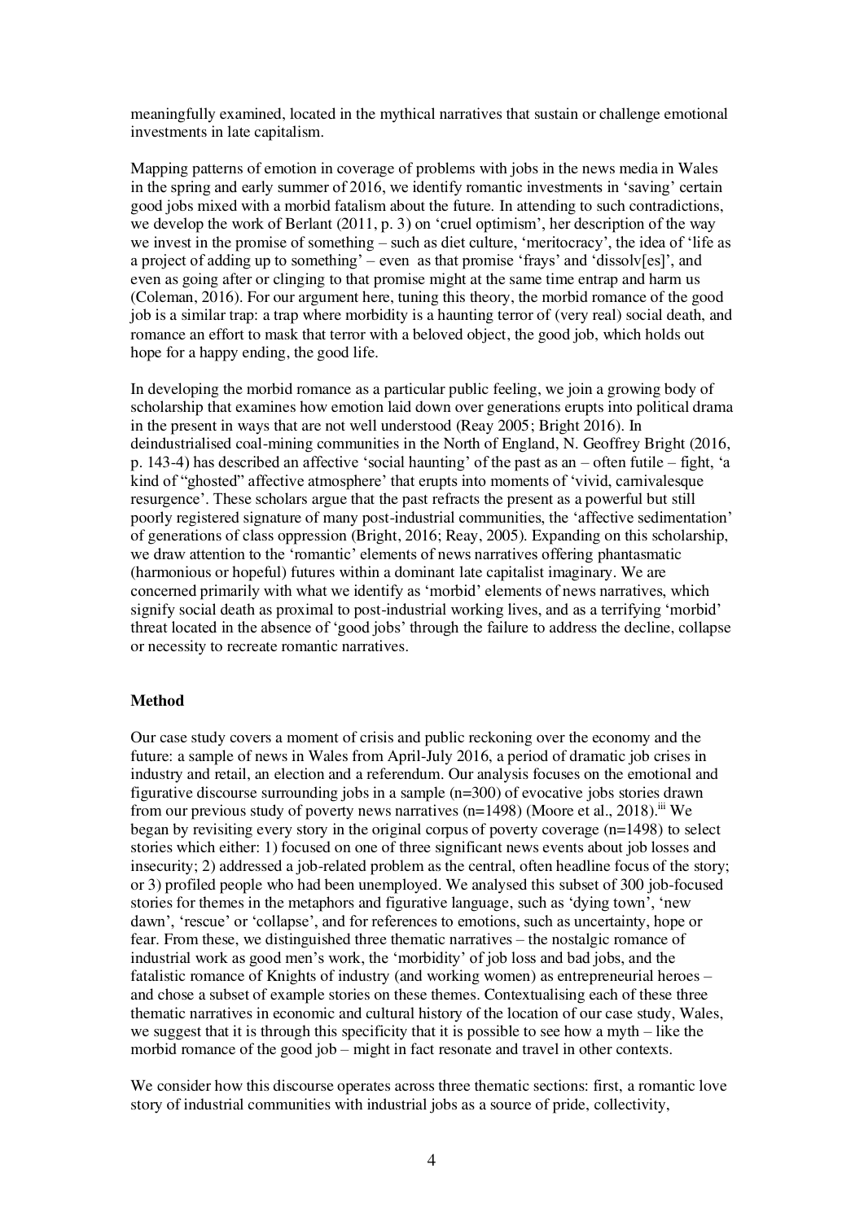meaningfully examined, located in the mythical narratives that sustain or challenge emotional investments in late capitalism.

Mapping patterns of emotion in coverage of problems with jobs in the news media in Wales in the spring and early summer of 2016, we identify romantic investments in 'saving' certain good jobs mixed with a morbid fatalism about the future. In attending to such contradictions, we develop the work of Berlant (2011, p. 3) on 'cruel optimism', her description of the way we invest in the promise of something – such as diet culture, 'meritocracy', the idea of 'life as a project of adding up to something' – even as that promise 'frays' and 'dissolv[es]', and even as going after or clinging to that promise might at the same time entrap and harm us (Coleman, 2016). For our argument here, tuning this theory, the morbid romance of the good job is a similar trap: a trap where morbidity is a haunting terror of (very real) social death, and romance an effort to mask that terror with a beloved object, the good job, which holds out hope for a happy ending, the good life.

In developing the morbid romance as a particular public feeling, we join a growing body of scholarship that examines how emotion laid down over generations erupts into political drama in the present in ways that are not well understood (Reay 2005; Bright 2016). In deindustrialised coal-mining communities in the North of England, N. Geoffrey Bright (2016, p. 143-4) has described an affective 'social haunting' of the past as an – often futile – fight, 'a kind of "ghosted" affective atmosphere' that erupts into moments of 'vivid, carnivalesque resurgence'. These scholars argue that the past refracts the present as a powerful but still poorly registered signature of many post-industrial communities, the 'affective sedimentation' of generations of class oppression (Bright, 2016; Reay, 2005). Expanding on this scholarship, we draw attention to the 'romantic' elements of news narratives offering phantasmatic (harmonious or hopeful) futures within a dominant late capitalist imaginary. We are concerned primarily with what we identify as 'morbid' elements of news narratives, which signify social death as proximal to post-industrial working lives, and as a terrifying 'morbid' threat located in the absence of 'good jobs' through the failure to address the decline, collapse or necessity to recreate romantic narratives.

## Method

Our case study covers a moment of crisis and public reckoning over the economy and the future: a sample of news in Wales from April-July 2016, a period of dramatic job crises in industry and retail, an election and a referendum. Our analysis focuses on the emotional and figurative discourse surrounding jobs in a sample (n=300) of evocative jobs stories drawn from our previous study of poverty news narratives (n=1498) (Moore et al., 2018).[iii] We began by revisiting every story in the original corpus of poverty coverage (n=1498) to select stories which either: 1) focused on one of three significant news events about job losses and insecurity; 2) addressed a job-related problem as the central, often headline focus of the story; or 3) profiled people who had been unemployed. We analysed this subset of 300 job-focused stories for themes in the metaphors and figurative language, such as 'dying town', 'new dawn', 'rescue' or 'collapse', and for references to emotions, such as uncertainty, hope or fear. From these, we distinguished three thematic narratives – the nostalgic romance of industrial work as good men's work, the 'morbidity' of job loss and bad jobs, and the fatalistic romance of Knights of industry (and working women) as entrepreneurial heroes – and chose a subset of example stories on these themes. Contextualising each of these three thematic narratives in economic and cultural history of the location of our case study, Wales, we suggest that it is through this specificity that it is possible to see how a myth – like the morbid romance of the good job – might in fact resonate and travel in other contexts.

We consider how this discourse operates across three thematic sections: first, a romantic love story of industrial communities with industrial jobs as a source of pride, collectivity,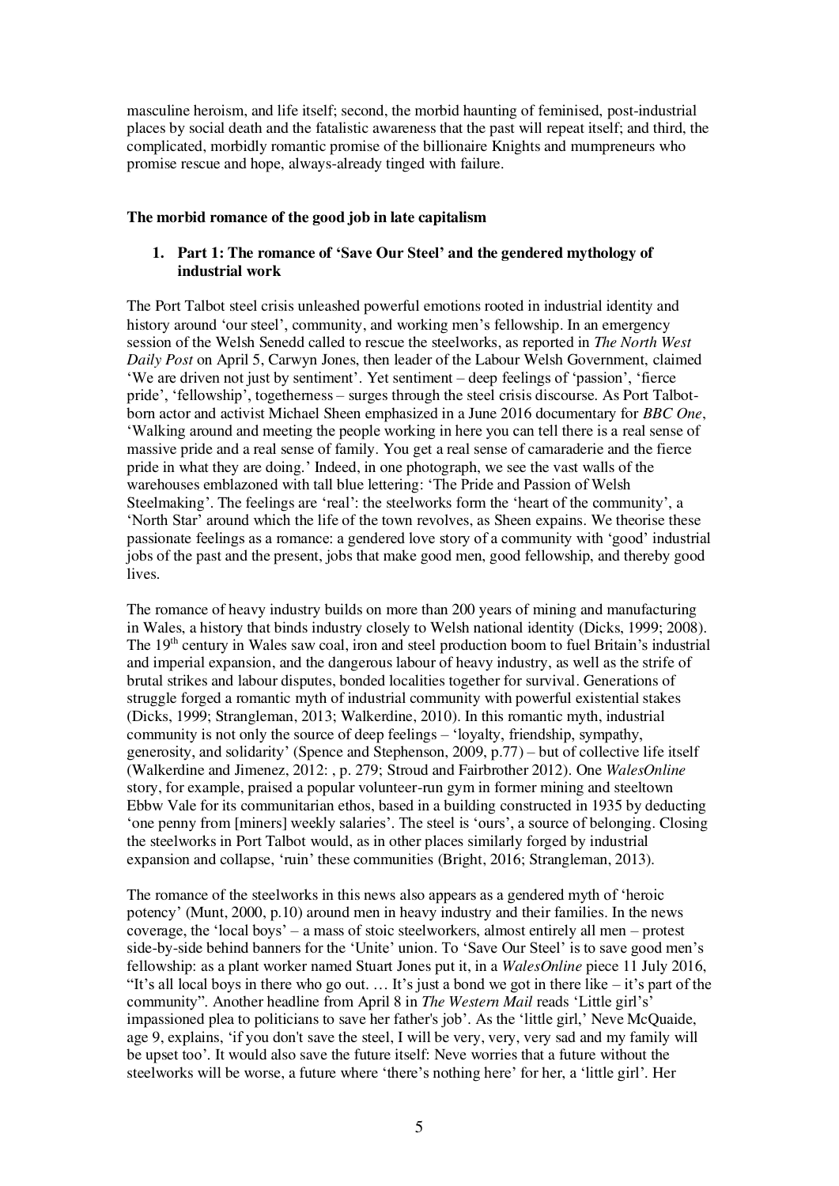masculine heroism, and life itself; second, the morbid haunting of feminised, post-industrial places by social death and the fatalistic awareness that the past will repeat itself; and third, the complicated, morbidly romantic promise of the billionaire Knights and mumpreneurs who promise rescue and hope, always-already tinged with failure.

## The morbid romance of the good job in late capitalism

### 1. Part 1: The romance of 'Save Our Steel' and the gendered mythology of industrial work

The Port Talbot steel crisis unleashed powerful emotions rooted in industrial identity and history around 'our steel', community, and working men's fellowship. In an emergency session of the Welsh Senedd called to rescue the steelworks, as reported in *The North West Daily Post* on April 5, Carwyn Jones, then leader of the Labour Welsh Government, claimed 'We are driven not just by sentiment'. Yet sentiment – deep feelings of 'passion', 'fierce pride', 'fellowship', togetherness – surges through the steel crisis discourse. As Port Talbot-born actor and activist Michael Sheen emphasized in a June 2016 documentary for *BBC One*, 'Walking around and meeting the people working in here you can tell there is a real sense of massive pride and a real sense of family. You get a real sense of camaraderie and the fierce pride in what they are doing.' Indeed, in one photograph, we see the vast walls of the warehouses emblazoned with tall blue lettering: 'The Pride and Passion of Welsh Steelmaking'. The feelings are 'real': the steelworks form the 'heart of the community', a 'North Star' around which the life of the town revolves, as Sheen expains. We theorise these passionate feelings as a romance: a gendered love story of a community with 'good' industrial jobs of the past and the present, jobs that make good men, good fellowship, and thereby good lives.

The romance of heavy industry builds on more than 200 years of mining and manufacturing in Wales, a history that binds industry closely to Welsh national identity (Dicks, 1999; 2008). The 19th century in Wales saw coal, iron and steel production boom to fuel Britain's industrial and imperial expansion, and the dangerous labour of heavy industry, as well as the strife of brutal strikes and labour disputes, bonded localities together for survival. Generations of struggle forged a romantic myth of industrial community with powerful existential stakes (Dicks, 1999; Strangleman, 2013; Walkerdine, 2010). In this romantic myth, industrial community is not only the source of deep feelings – 'loyalty, friendship, sympathy, generosity, and solidarity' (Spence and Stephenson, 2009, p.77) – but of collective life itself (Walkerdine and Jimenez, 2012: , p. 279; Stroud and Fairbrother 2012). One *WalesOnline* story, for example, praised a popular volunteer-run gym in former mining and steeltown Ebbw Vale for its communitarian ethos, based in a building constructed in 1935 by deducting 'one penny from [miners] weekly salaries'. The steel is 'ours', a source of belonging. Closing the steelworks in Port Talbot would, as in other places similarly forged by industrial expansion and collapse, 'ruin' these communities (Bright, 2016; Strangleman, 2013).

The romance of the steelworks in this news also appears as a gendered myth of 'heroic potency' (Munt, 2000, p.10) around men in heavy industry and their families. In the news coverage, the 'local boys' – a mass of stoic steelworkers, almost entirely all men – protest side-by-side behind banners for the 'Unite' union. To 'Save Our Steel' is to save good men's fellowship: as a plant worker named Stuart Jones put it, in a *WalesOnline* piece 11 July 2016, "It's all local boys in there who go out. … It's just a bond we got in there like – it's part of the community". Another headline from April 8 in *The Western Mail* reads 'Little girl's' impassioned plea to politicians to save her father's job'. As the 'little girl,' Neve McQuaide, age 9, explains, 'if you don't save the steel, I will be very, very, very sad and my family will be upset too'. It would also save the future itself: Neve worries that a future without the steelworks will be worse, a future where 'there's nothing here' for her, a 'little girl'. Her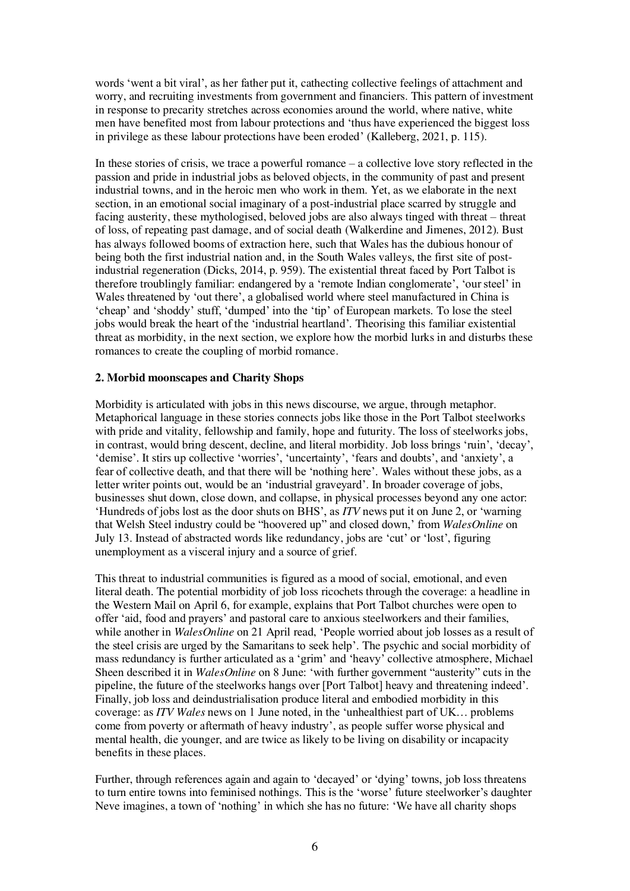words 'went a bit viral', as her father put it, cathecting collective feelings of attachment and worry, and recruiting investments from government and financiers. This pattern of investment in response to precarity stretches across economies around the world, where native, white men have benefited most from labour protections and 'thus have experienced the biggest loss in privilege as these labour protections have been eroded' (Kalleberg, 2021, p. 115).

In these stories of crisis, we trace a powerful romance – a collective love story reflected in the passion and pride in industrial jobs as beloved objects, in the community of past and present industrial towns, and in the heroic men who work in them. Yet, as we elaborate in the next section, in an emotional social imaginary of a post-industrial place scarred by struggle and facing austerity, these mythologised, beloved jobs are also always tinged with threat – threat of loss, of repeating past damage, and of social death (Walkerdine and Jimenes, 2012). Bust has always followed booms of extraction here, such that Wales has the dubious honour of being both the first industrial nation and, in the South Wales valleys, the first site of post-industrial regeneration (Dicks, 2014, p. 959). The existential threat faced by Port Talbot is therefore troublingly familiar: endangered by a 'remote Indian conglomerate', 'our steel' in Wales threatened by 'out there', a globalised world where steel manufactured in China is 'cheap' and 'shoddy' stuff, 'dumped' into the 'tip' of European markets. To lose the steel jobs would break the heart of the 'industrial heartland'. Theorising this familiar existential threat as morbidity, in the next section, we explore how the morbid lurks in and disturbs these romances to create the coupling of morbid romance.

## 2. Morbid moonscapes and Charity Shops

Morbidity is articulated with jobs in this news discourse, we argue, through metaphor. Metaphorical language in these stories connects jobs like those in the Port Talbot steelworks with pride and vitality, fellowship and family, hope and futurity. The loss of steelworks jobs, in contrast, would bring descent, decline, and literal morbidity. Job loss brings 'ruin', 'decay', 'demise'. It stirs up collective 'worries', 'uncertainty', 'fears and doubts', and 'anxiety', a fear of collective death, and that there will be 'nothing here'. Wales without these jobs, as a letter writer points out, would be an 'industrial graveyard'. In broader coverage of jobs, businesses shut down, close down, and collapse, in physical processes beyond any one actor: 'Hundreds of jobs lost as the door shuts on BHS', as *ITV* news put it on June 2, or 'warning that Welsh Steel industry could be "hoovered up" and closed down,' from *WalesOnline* on July 13. Instead of abstracted words like redundancy, jobs are 'cut' or 'lost', figuring unemployment as a visceral injury and a source of grief.

This threat to industrial communities is figured as a mood of social, emotional, and even literal death. The potential morbidity of job loss ricochets through the coverage: a headline in the Western Mail on April 6, for example, explains that Port Talbot churches were open to offer 'aid, food and prayers' and pastoral care to anxious steelworkers and their families, while another in *WalesOnline* on 21 April read, 'People worried about job losses as a result of the steel crisis are urged by the Samaritans to seek help'. The psychic and social morbidity of mass redundancy is further articulated as a 'grim' and 'heavy' collective atmosphere, Michael Sheen described it in *WalesOnline* on 8 June: 'with further government "austerity" cuts in the pipeline, the future of the steelworks hangs over [Port Talbot] heavy and threatening indeed'. Finally, job loss and deindustrialisation produce literal and embodied morbidity in this coverage: as *ITV Wales* news on 1 June noted, in the 'unhealthiest part of UK… problems come from poverty or aftermath of heavy industry', as people suffer worse physical and mental health, die younger, and are twice as likely to be living on disability or incapacity benefits in these places.

Further, through references again and again to 'decayed' or 'dying' towns, job loss threatens to turn entire towns into feminised nothings. This is the 'worse' future steelworker's daughter Neve imagines, a town of 'nothing' in which she has no future: 'We have all charity shops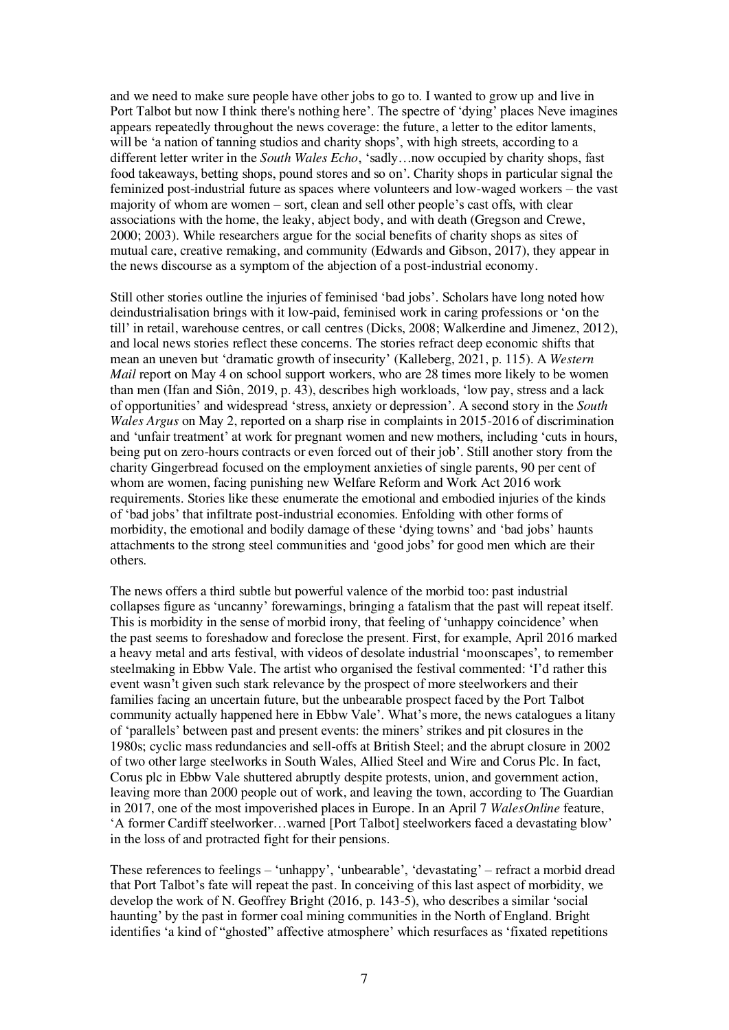and we need to make sure people have other jobs to go to. I wanted to grow up and live in Port Talbot but now I think there's nothing here'. The spectre of 'dying' places Neve imagines appears repeatedly throughout the news coverage: the future, a letter to the editor laments, will be 'a nation of tanning studios and charity shops', with high streets, according to a different letter writer in the *South Wales Echo*, 'sadly…now occupied by charity shops, fast food takeaways, betting shops, pound stores and so on'. Charity shops in particular signal the feminized post-industrial future as spaces where volunteers and low-waged workers – the vast majority of whom are women – sort, clean and sell other people's cast offs, with clear associations with the home, the leaky, abject body, and with death (Gregson and Crewe, 2000; 2003). While researchers argue for the social benefits of charity shops as sites of mutual care, creative remaking, and community (Edwards and Gibson, 2017), they appear in the news discourse as a symptom of the abjection of a post-industrial economy.

Still other stories outline the injuries of feminised 'bad jobs'. Scholars have long noted how deindustrialisation brings with it low-paid, feminised work in caring professions or 'on the till' in retail, warehouse centres, or call centres (Dicks, 2008; Walkerdine and Jimenez, 2012), and local news stories reflect these concerns. The stories refract deep economic shifts that mean an uneven but 'dramatic growth of insecurity' (Kalleberg, 2021, p. 115). A *Western Mail* report on May 4 on school support workers, who are 28 times more likely to be women than men (Ifan and Siôn, 2019, p. 43), describes high workloads, 'low pay, stress and a lack of opportunities' and widespread 'stress, anxiety or depression'. A second story in the *South Wales Argus* on May 2, reported on a sharp rise in complaints in 2015-2016 of discrimination and 'unfair treatment' at work for pregnant women and new mothers, including 'cuts in hours, being put on zero-hours contracts or even forced out of their job'. Still another story from the charity Gingerbread focused on the employment anxieties of single parents, 90 per cent of whom are women, facing punishing new Welfare Reform and Work Act 2016 work requirements. Stories like these enumerate the emotional and embodied injuries of the kinds of 'bad jobs' that infiltrate post-industrial economies. Enfolding with other forms of morbidity, the emotional and bodily damage of these 'dying towns' and 'bad jobs' haunts attachments to the strong steel communities and 'good jobs' for good men which are their others.

The news offers a third subtle but powerful valence of the morbid too: past industrial collapses figure as 'uncanny' forewarnings, bringing a fatalism that the past will repeat itself. This is morbidity in the sense of morbid irony, that feeling of 'unhappy coincidence' when the past seems to foreshadow and foreclose the present. First, for example, April 2016 marked a heavy metal and arts festival, with videos of desolate industrial 'moonscapes', to remember steelmaking in Ebbw Vale. The artist who organised the festival commented: 'I'd rather this event wasn't given such stark relevance by the prospect of more steelworkers and their families facing an uncertain future, but the unbearable prospect faced by the Port Talbot community actually happened here in Ebbw Vale'. What's more, the news catalogues a litany of 'parallels' between past and present events: the miners' strikes and pit closures in the 1980s; cyclic mass redundancies and sell-offs at British Steel; and the abrupt closure in 2002 of two other large steelworks in South Wales, Allied Steel and Wire and Corus Plc. In fact, Corus plc in Ebbw Vale shuttered abruptly despite protests, union, and government action, leaving more than 2000 people out of work, and leaving the town, according to The Guardian in 2017, one of the most impoverished places in Europe. In an April 7 *WalesOnline* feature, 'A former Cardiff steelworker…warned [Port Talbot] steelworkers faced a devastating blow' in the loss of and protracted fight for their pensions.

These references to feelings – 'unhappy', 'unbearable', 'devastating' – refract a morbid dread that Port Talbot's fate will repeat the past. In conceiving of this last aspect of morbidity, we develop the work of N. Geoffrey Bright (2016, p. 143-5), who describes a similar 'social haunting' by the past in former coal mining communities in the North of England. Bright identifies 'a kind of "ghosted" affective atmosphere' which resurfaces as 'fixated repetitions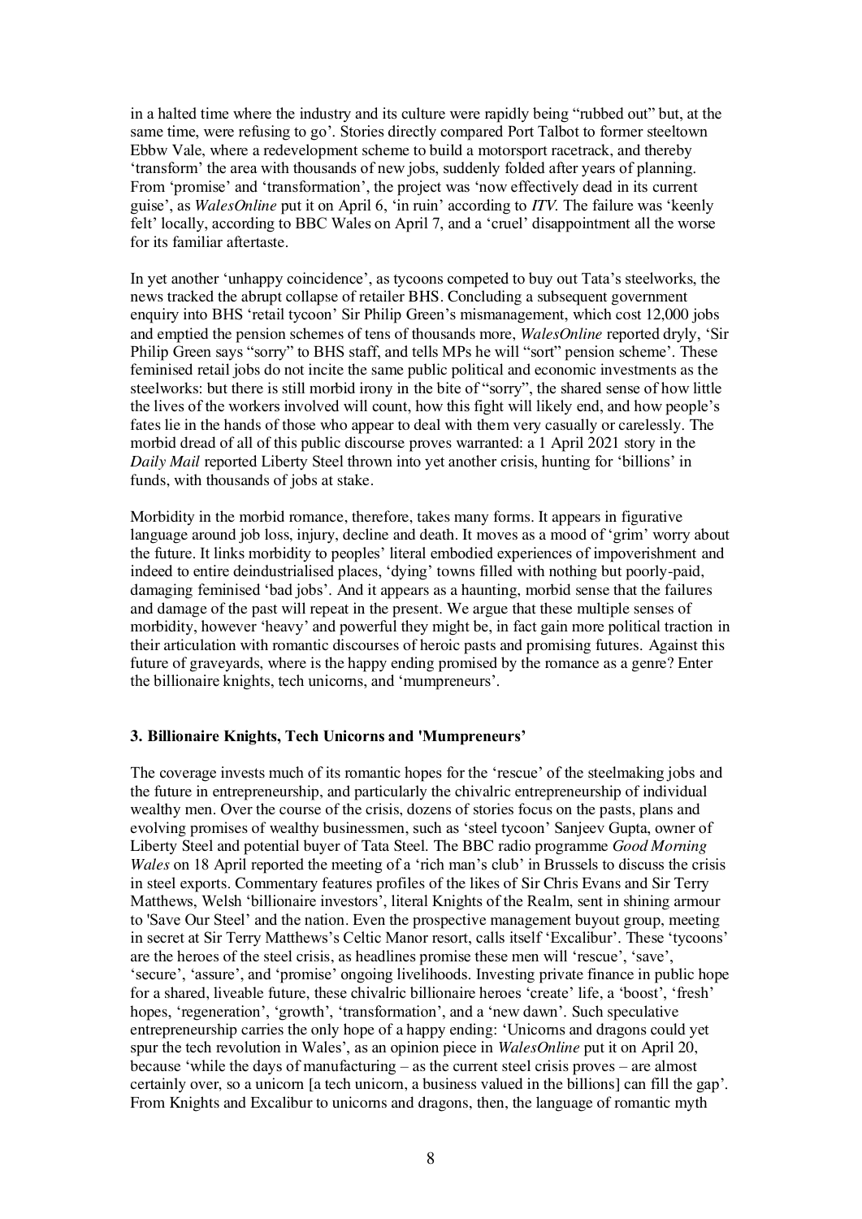in a halted time where the industry and its culture were rapidly being "rubbed out" but, at the same time, were refusing to go'. Stories directly compared Port Talbot to former steeltown Ebbw Vale, where a redevelopment scheme to build a motorsport racetrack, and thereby 'transform' the area with thousands of new jobs, suddenly folded after years of planning. From 'promise' and 'transformation', the project was 'now effectively dead in its current guise', as *WalesOnline* put it on April 6, 'in ruin' according to *ITV.* The failure was 'keenly felt' locally, according to BBC Wales on April 7, and a 'cruel' disappointment all the worse for its familiar aftertaste.

In yet another 'unhappy coincidence', as tycoons competed to buy out Tata's steelworks, the news tracked the abrupt collapse of retailer BHS. Concluding a subsequent government enquiry into BHS 'retail tycoon' Sir Philip Green's mismanagement, which cost 12,000 jobs and emptied the pension schemes of tens of thousands more, *WalesOnline* reported dryly, 'Sir Philip Green says "sorry" to BHS staff, and tells MPs he will "sort" pension scheme'. These feminised retail jobs do not incite the same public political and economic investments as the steelworks: but there is still morbid irony in the bite of "sorry", the shared sense of how little the lives of the workers involved will count, how this fight will likely end, and how people's fates lie in the hands of those who appear to deal with them very casually or carelessly. The morbid dread of all of this public discourse proves warranted: a 1 April 2021 story in the *Daily Mail* reported Liberty Steel thrown into yet another crisis, hunting for 'billions' in funds, with thousands of jobs at stake.

Morbidity in the morbid romance, therefore, takes many forms. It appears in figurative language around job loss, injury, decline and death. It moves as a mood of 'grim' worry about the future. It links morbidity to peoples' literal embodied experiences of impoverishment and indeed to entire deindustrialised places, 'dying' towns filled with nothing but poorly-paid, damaging feminised 'bad jobs'. And it appears as a haunting, morbid sense that the failures and damage of the past will repeat in the present. We argue that these multiple senses of morbidity, however 'heavy' and powerful they might be, in fact gain more political traction in their articulation with romantic discourses of heroic pasts and promising futures. Against this future of graveyards, where is the happy ending promised by the romance as a genre? Enter the billionaire knights, tech unicorns, and 'mumpreneurs'.

## 3. Billionaire Knights, Tech Unicorns and 'Mumpreneurs'

The coverage invests much of its romantic hopes for the 'rescue' of the steelmaking jobs and the future in entrepreneurship, and particularly the chivalric entrepreneurship of individual wealthy men. Over the course of the crisis, dozens of stories focus on the pasts, plans and evolving promises of wealthy businessmen, such as 'steel tycoon' Sanjeev Gupta, owner of Liberty Steel and potential buyer of Tata Steel. The BBC radio programme *Good Morning Wales* on 18 April reported the meeting of a 'rich man's club' in Brussels to discuss the crisis in steel exports. Commentary features profiles of the likes of Sir Chris Evans and Sir Terry Matthews, Welsh 'billionaire investors', literal Knights of the Realm, sent in shining armour to 'Save Our Steel' and the nation. Even the prospective management buyout group, meeting in secret at Sir Terry Matthews's Celtic Manor resort, calls itself 'Excalibur'. These 'tycoons' are the heroes of the steel crisis, as headlines promise these men will 'rescue', 'save', 'secure', 'assure', and 'promise' ongoing livelihoods. Investing private finance in public hope for a shared, liveable future, these chivalric billionaire heroes 'create' life, a 'boost', 'fresh' hopes, 'regeneration', 'growth', 'transformation', and a 'new dawn'. Such speculative entrepreneurship carries the only hope of a happy ending: 'Unicorns and dragons could yet spur the tech revolution in Wales', as an opinion piece in *WalesOnline* put it on April 20, because 'while the days of manufacturing – as the current steel crisis proves – are almost certainly over, so a unicorn [a tech unicorn, a business valued in the billions] can fill the gap'. From Knights and Excalibur to unicorns and dragons, then, the language of romantic myth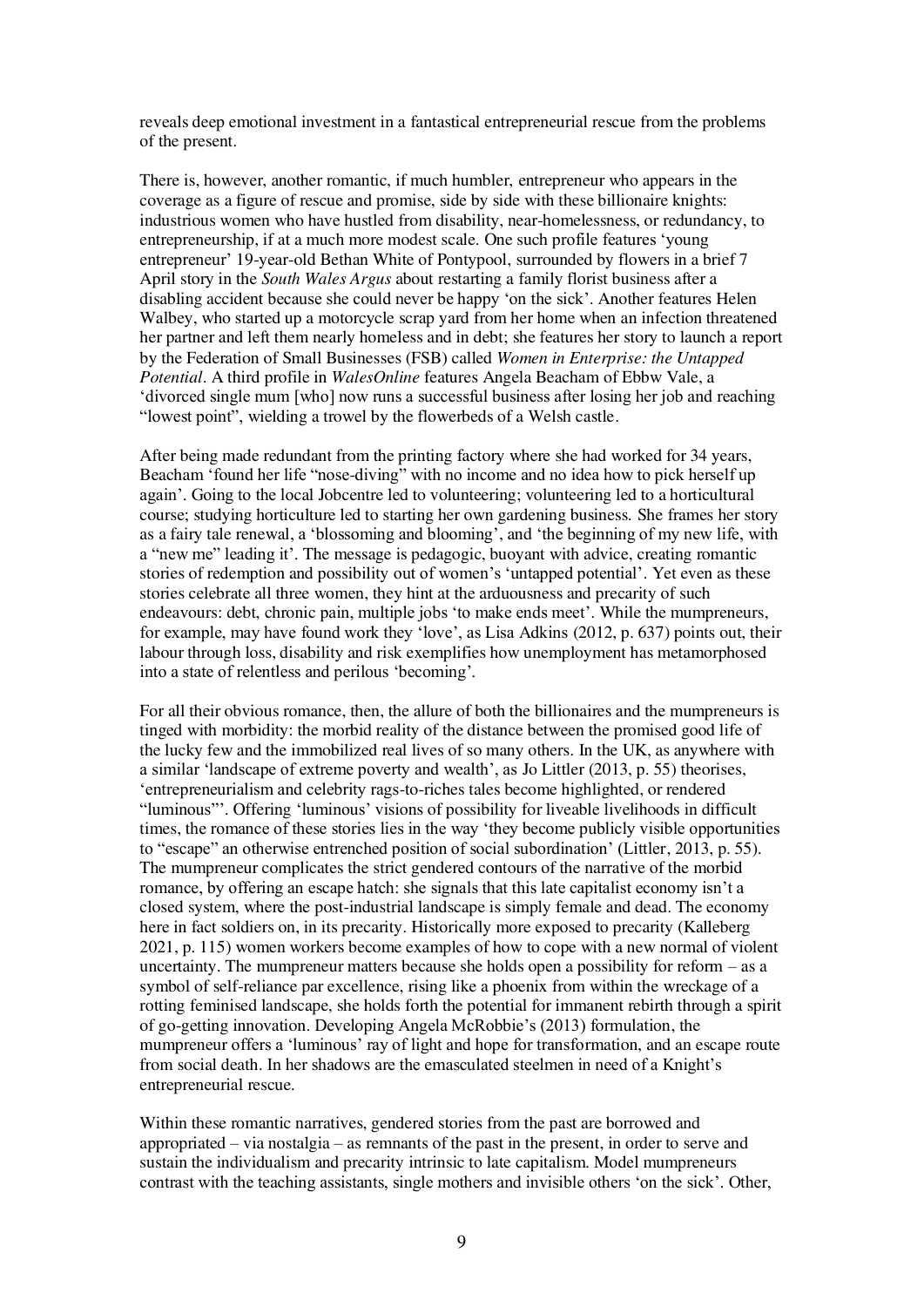reveals deep emotional investment in a fantastical entrepreneurial rescue from the problems of the present.

There is, however, another romantic, if much humbler, entrepreneur who appears in the coverage as a figure of rescue and promise, side by side with these billionaire knights: industrious women who have hustled from disability, near-homelessness, or redundancy, to entrepreneurship, if at a much more modest scale. One such profile features 'young entrepreneur' 19-year-old Bethan White of Pontypool, surrounded by flowers in a brief 7 April story in the *South Wales Argus* about restarting a family florist business after a disabling accident because she could never be happy 'on the sick'. Another features Helen Walbey, who started up a motorcycle scrap yard from her home when an infection threatened her partner and left them nearly homeless and in debt; she features her story to launch a report by the Federation of Small Businesses (FSB) called *Women in Enterprise: the Untapped Potential*. A third profile in *WalesOnline* features Angela Beacham of Ebbw Vale, a 'divorced single mum [who] now runs a successful business after losing her job and reaching "lowest point"', wielding a trowel by the flowerbeds of a Welsh castle.

After being made redundant from the printing factory where she had worked for 34 years, Beacham 'found her life "nose-diving" with no income and no idea how to pick herself up again'. Going to the local Jobcentre led to volunteering; volunteering led to a horticultural course; studying horticulture led to starting her own gardening business. She frames her story as a fairy tale renewal, a 'blossoming and blooming', and 'the beginning of my new life, with a "new me" leading it'. The message is pedagogic, buoyant with advice, creating romantic stories of redemption and possibility out of women's 'untapped potential'. Yet even as these stories celebrate all three women, they hint at the arduousness and precarity of such endeavours: debt, chronic pain, multiple jobs 'to make ends meet'. While the mumpreneurs, for example, may have found work they 'love', as Lisa Adkins (2012, p. 637) points out, their labour through loss, disability and risk exemplifies how unemployment has metamorphosed into a state of relentless and perilous 'becoming'.

For all their obvious romance, then, the allure of both the billionaires and the mumpreneurs is tinged with morbidity: the morbid reality of the distance between the promised good life of the lucky few and the immobilized real lives of so many others. In the UK, as anywhere with a similar 'landscape of extreme poverty and wealth', as Jo Littler (2013, p. 55) theorises, 'entrepreneurialism and celebrity rags-to-riches tales become highlighted, or rendered "luminous"'. Offering 'luminous' visions of possibility for liveable livelihoods in difficult times, the romance of these stories lies in the way 'they become publicly visible opportunities to "escape" an otherwise entrenched position of social subordination' (Littler, 2013, p. 55). The mumpreneur complicates the strict gendered contours of the narrative of the morbid romance, by offering an escape hatch: she signals that this late capitalist economy isn't a closed system, where the post-industrial landscape is simply female and dead. The economy here in fact soldiers on, in its precarity. Historically more exposed to precarity (Kalleberg 2021, p. 115) women workers become examples of how to cope with a new normal of violent uncertainty. The mumpreneur matters because she holds open a possibility for reform – as a symbol of self-reliance par excellence, rising like a phoenix from within the wreckage of a rotting feminised landscape, she holds forth the potential for immanent rebirth through a spirit of go-getting innovation. Developing Angela McRobbie's (2013) formulation, the mumpreneur offers a 'luminous' ray of light and hope for transformation, and an escape route from social death. In her shadows are the emasculated steelmen in need of a Knight's entrepreneurial rescue.

Within these romantic narratives, gendered stories from the past are borrowed and appropriated – via nostalgia – as remnants of the past in the present, in order to serve and sustain the individualism and precarity intrinsic to late capitalism. Model mumpreneurs contrast with the teaching assistants, single mothers and invisible others 'on the sick'. Other,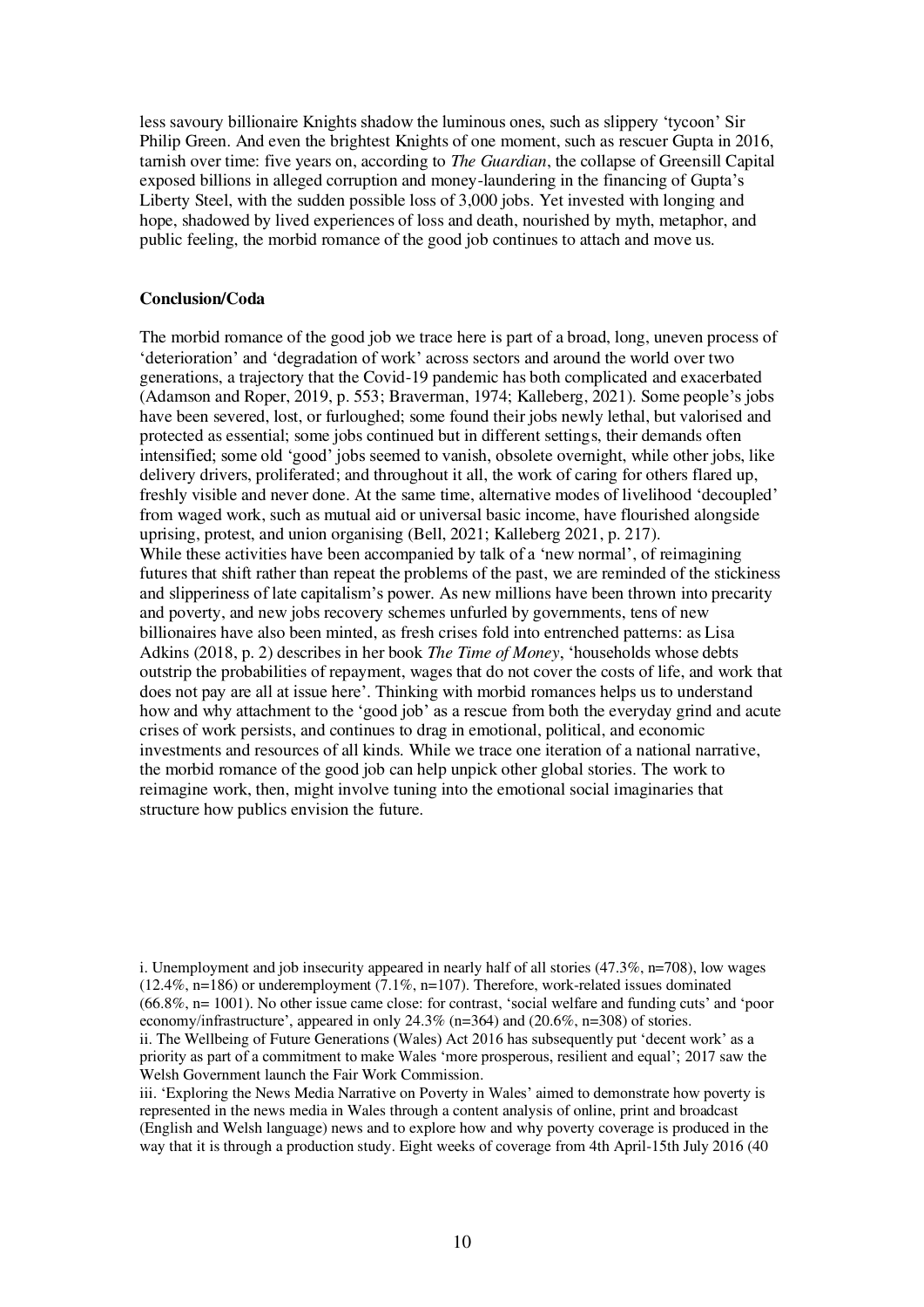less savoury billionaire Knights shadow the luminous ones, such as slippery 'tycoon' Sir Philip Green. And even the brightest Knights of one moment, such as rescuer Gupta in 2016, tarnish over time: five years on, according to *The Guardian*, the collapse of Greensill Capital exposed billions in alleged corruption and money-laundering in the financing of Gupta's Liberty Steel, with the sudden possible loss of 3,000 jobs. Yet invested with longing and hope, shadowed by lived experiences of loss and death, nourished by myth, metaphor, and public feeling, the morbid romance of the good job continues to attach and move us.

**Conclusion/Coda**

The morbid romance of the good job we trace here is part of a broad, long, uneven process of 'deterioration' and 'degradation of work' across sectors and around the world over two generations, a trajectory that the Covid-19 pandemic has both complicated and exacerbated (Adamson and Roper, 2019, p. 553; Braverman, 1974; Kalleberg, 2021). Some people's jobs have been severed, lost, or furloughed; some found their jobs newly lethal, but valorised and protected as essential; some jobs continued but in different settings, their demands often intensified; some old 'good' jobs seemed to vanish, obsolete overnight, while other jobs, like delivery drivers, proliferated; and throughout it all, the work of caring for others flared up, freshly visible and never done. At the same time, alternative modes of livelihood 'decoupled' from waged work, such as mutual aid or universal basic income, have flourished alongside uprising, protest, and union organising (Bell, 2021; Kalleberg 2021, p. 217).

While these activities have been accompanied by talk of a 'new normal', of reimagining futures that shift rather than repeat the problems of the past, we are reminded of the stickiness and slipperiness of late capitalism's power. As new millions have been thrown into precarity and poverty, and new jobs recovery schemes unfurled by governments, tens of new billionaires have also been minted, as fresh crises fold into entrenched patterns: as Lisa Adkins (2018, p. 2) describes in her book *The Time of Money*, 'households whose debts outstrip the probabilities of repayment, wages that do not cover the costs of life, and work that does not pay are all at issue here'. Thinking with morbid romances helps us to understand how and why attachment to the 'good job' as a rescue from both the everyday grind and acute crises of work persists, and continues to drag in emotional, political, and economic investments and resources of all kinds. While we trace one iteration of a national narrative, the morbid romance of the good job can help unpick other global stories. The work to reimagine work, then, might involve tuning into the emotional social imaginaries that structure how publics envision the future.

i. Unemployment and job insecurity appeared in nearly half of all stories (47.3%, n=708), low wages (12.4%, n=186) or underemployment (7.1%, n=107). Therefore, work-related issues dominated (66.8%, n= 1001). No other issue came close: for contrast, 'social welfare and funding cuts' and 'poor economy/infrastructure', appeared in only 24.3% (n=364) and (20.6%, n=308) of stories.

ii. The Wellbeing of Future Generations (Wales) Act 2016 has subsequently put 'decent work' as a priority as part of a commitment to make Wales 'more prosperous, resilient and equal'; 2017 saw the Welsh Government launch the Fair Work Commission.

iii. 'Exploring the News Media Narrative on Poverty in Wales' aimed to demonstrate how poverty is represented in the news media in Wales through a content analysis of online, print and broadcast (English and Welsh language) news and to explore how and why poverty coverage is produced in the way that it is through a production study. Eight weeks of coverage from 4th April-15th July 2016 (40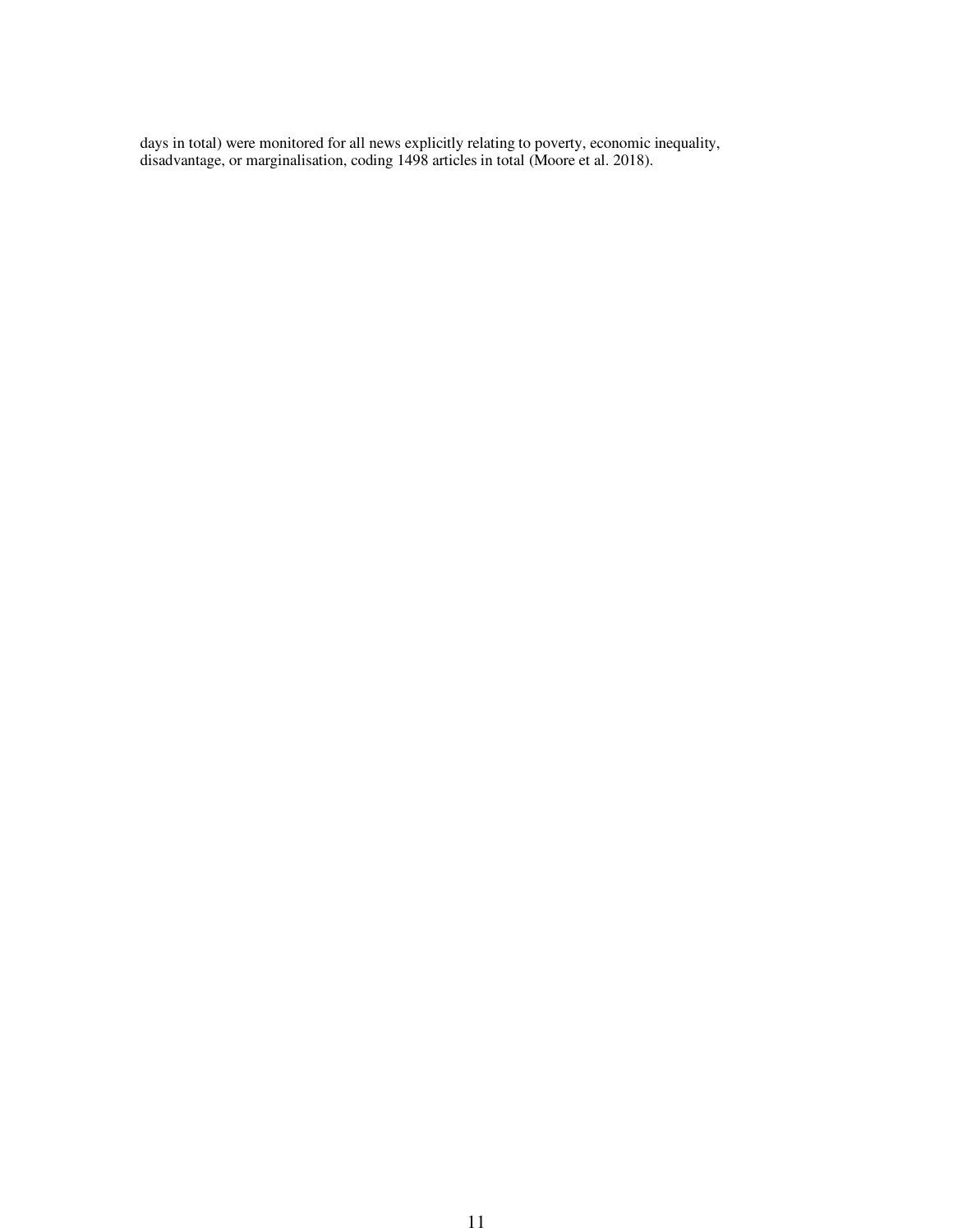days in total) were monitored for all news explicitly relating to poverty, economic inequality, disadvantage, or marginalisation, coding 1498 articles in total (Moore et al. 2018).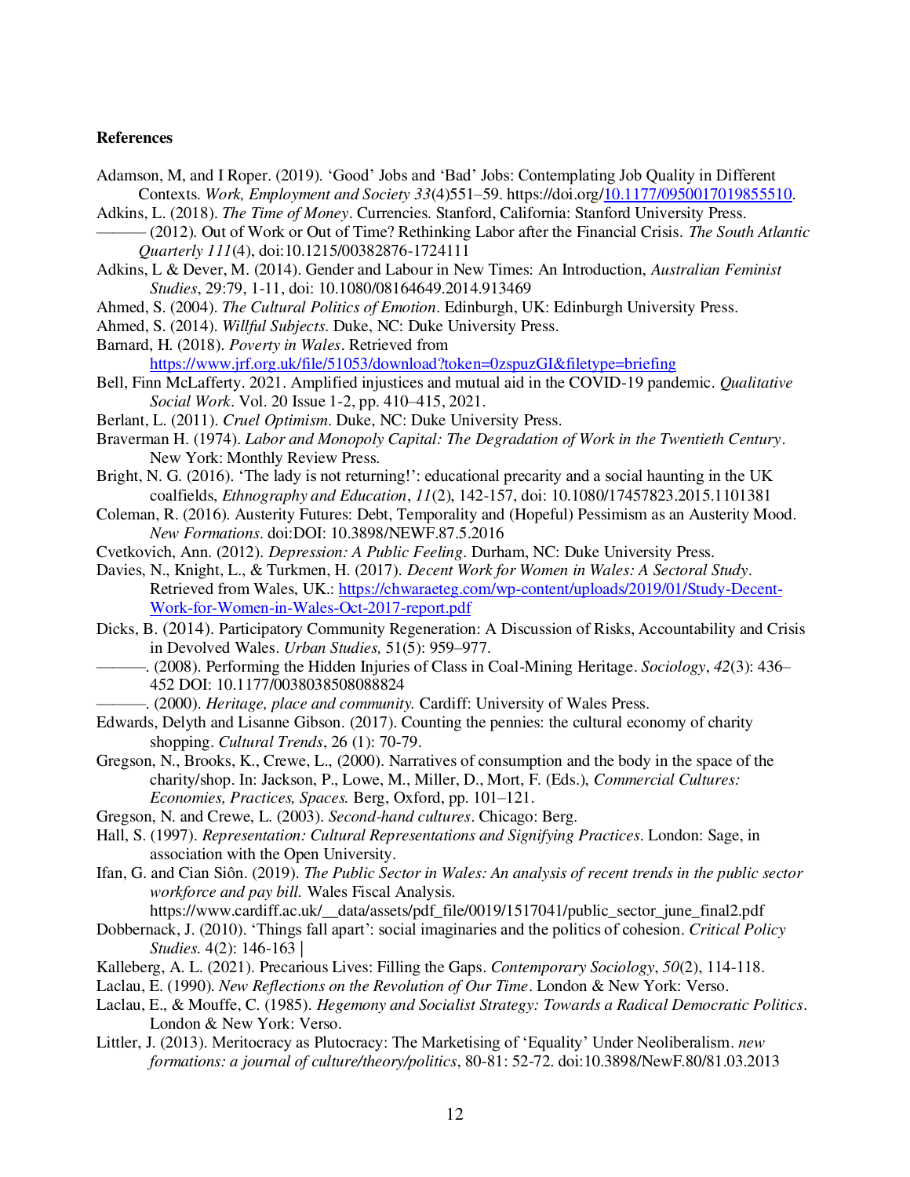**References**

Adamson, M, and I Roper. (2019). 'Good' Jobs and 'Bad' Jobs: Contemplating Job Quality in Different Contexts. *Work, Employment and Society 33*(4)551–59. https://doi.org/10.1177/0950017019855510.

Adkins, L. (2018). *The Time of Money*. Currencies. Stanford, California: Stanford University Press.

——— (2012). Out of Work or Out of Time? Rethinking Labor after the Financial Crisis. *The South Atlantic Quarterly 111*(4), doi:10.1215/00382876-1724111

Adkins, L & Dever, M. (2014). Gender and Labour in New Times: An Introduction, *Australian Feminist Studies*, 29:79, 1-11, doi: 10.1080/08164649.2014.913469

Ahmed, S. (2004). *The Cultural Politics of Emotion*. Edinburgh, UK: Edinburgh University Press.

Ahmed, S. (2014). *Willful Subjects*. Duke, NC: Duke University Press.

Barnard, H. (2018). *Poverty in Wales*. Retrieved from https://www.jrf.org.uk/file/51053/download?token=0zspuzGI&filetype=briefing

Bell, Finn McLafferty. 2021. Amplified injustices and mutual aid in the COVID-19 pandemic. *Qualitative Social Work*. Vol. 20 Issue 1-2, pp. 410–415, 2021.

Berlant, L. (2011). *Cruel Optimism*. Duke, NC: Duke University Press.

Braverman H. (1974). *Labor and Monopoly Capital: The Degradation of Work in the Twentieth Century*. New York: Monthly Review Press.

Bright, N. G. (2016). 'The lady is not returning!': educational precarity and a social haunting in the UK coalfields, *Ethnography and Education*, *11*(2), 142-157, doi: 10.1080/17457823.2015.1101381

Coleman, R. (2016). Austerity Futures: Debt, Temporality and (Hopeful) Pessimism as an Austerity Mood. *New Formations*. doi:DOI: 10.3898/NEWF.87.5.2016

Cvetkovich, Ann. (2012). *Depression: A Public Feeling*. Durham, NC: Duke University Press.

Davies, N., Knight, L., & Turkmen, H. (2017). *Decent Work for Women in Wales: A Sectoral Study*. Retrieved from Wales, UK.: https://chwaraeteg.com/wp-content/uploads/2019/01/Study-Decent-Work-for-Women-in-Wales-Oct-2017-report.pdf

Dicks, B. (2014). Participatory Community Regeneration: A Discussion of Risks, Accountability and Crisis in Devolved Wales. *Urban Studies,* 51(5): 959–977.

———. (2008). Performing the Hidden Injuries of Class in Coal-Mining Heritage. *Sociology*, *42*(3): 436–452 DOI: 10.1177/0038038508088824

———. (2000). *Heritage, place and community.* Cardiff: University of Wales Press.

Edwards, Delyth and Lisanne Gibson. (2017). Counting the pennies: the cultural economy of charity shopping. *Cultural Trends*, 26 (1): 70-79.

Gregson, N., Brooks, K., Crewe, L., (2000). Narratives of consumption and the body in the space of the charity/shop. In: Jackson, P., Lowe, M., Miller, D., Mort, F. (Eds.), *Commercial Cultures: Economies, Practices, Spaces.* Berg, Oxford, pp. 101–121.

Gregson, N. and Crewe, L. (2003). *Second-hand cultures*. Chicago: Berg.

Hall, S. (1997). *Representation: Cultural Representations and Signifying Practices*. London: Sage, in association with the Open University.

Ifan, G. and Cian Siôn. (2019). *The Public Sector in Wales: An analysis of recent trends in the public sector workforce and pay bill.* Wales Fiscal Analysis. https://www.cardiff.ac.uk/__data/assets/pdf_file/0019/1517041/public_sector_june_final2.pdf

Dobbernack, J. (2010). 'Things fall apart': social imaginaries and the politics of cohesion. *Critical Policy Studies.* 4(2): 146-163 |

Kalleberg, A. L. (2021). Precarious Lives: Filling the Gaps. *Contemporary Sociology*, *50*(2), 114-118.

Laclau, E. (1990). *New Reflections on the Revolution of Our Time*. London & New York: Verso.

Laclau, E., & Mouffe, C. (1985). *Hegemony and Socialist Strategy: Towards a Radical Democratic Politics*. London & New York: Verso.

Littler, J. (2013). Meritocracy as Plutocracy: The Marketising of 'Equality' Under Neoliberalism. *new formations: a journal of culture/theory/politics*, 80-81: 52-72. doi:10.3898/NewF.80/81.03.2013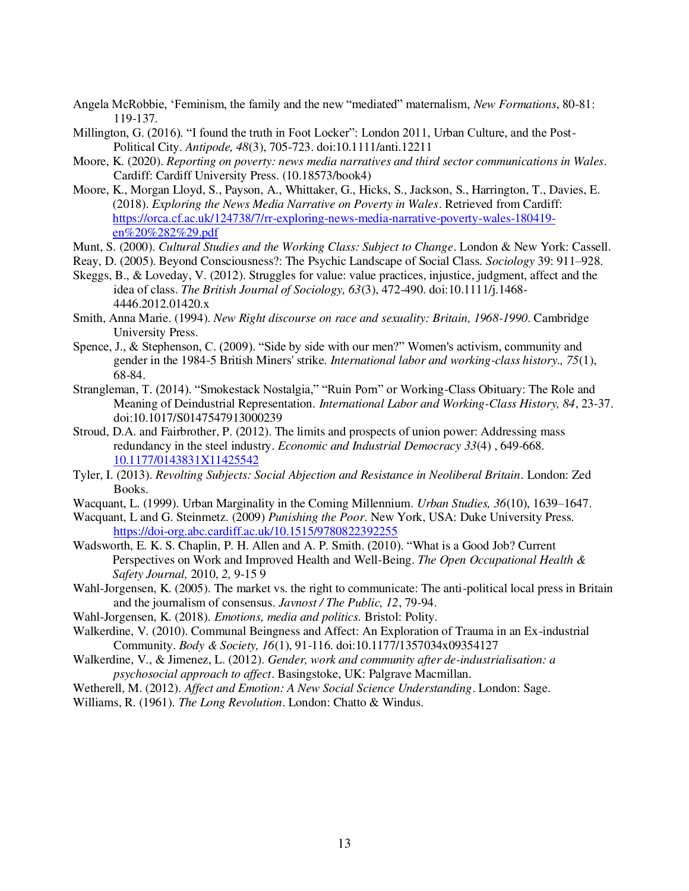Angela McRobbie, 'Feminism, the family and the new "mediated" maternalism, *New Formations*, 80-81: 119-137.

Millington, G. (2016). "I found the truth in Foot Locker": London 2011, Urban Culture, and the Post-Political City. *Antipode, 48*(3), 705-723. doi:10.1111/anti.12211

Moore, K. (2020). *Reporting on poverty: news media narratives and third sector communications in Wales*. Cardiff: Cardiff University Press. (10.18573/book4)

Moore, K., Morgan Lloyd, S., Payson, A., Whittaker, G., Hicks, S., Jackson, S., Harrington, T., Davies, E. (2018). *Exploring the News Media Narrative on Poverty in Wales*. Retrieved from Cardiff: https://orca.cf.ac.uk/124738/7/rr-exploring-news-media-narrative-poverty-wales-180419-en%20%282%29.pdf

Munt, S. (2000). *Cultural Studies and the Working Class: Subject to Change*. London & New York: Cassell.

Reay, D. (2005). Beyond Consciousness?: The Psychic Landscape of Social Class. *Sociology* 39: 911–928.

Skeggs, B., & Loveday, V. (2012). Struggles for value: value practices, injustice, judgment, affect and the idea of class. *The British Journal of Sociology, 63*(3), 472-490. doi:10.1111/j.1468-4446.2012.01420.x

Smith, Anna Marie. (1994). *New Right discourse on race and sexuality: Britain, 1968-1990*. Cambridge University Press.

Spence, J., & Stephenson, C. (2009). "Side by side with our men?" Women's activism, community and gender in the 1984-5 British Miners' strike. *International labor and working-class history., 75*(1), 68-84.

Strangleman, T. (2014). "Smokestack Nostalgia," "Ruin Porn" or Working-Class Obituary: The Role and Meaning of Deindustrial Representation. *International Labor and Working-Class History, 84*, 23-37. doi:10.1017/S0147547913000239

Stroud, D.A. and Fairbrother, P. (2012). The limits and prospects of union power: Addressing mass redundancy in the steel industry. *Economic and Industrial Democracy 33*(4) , 649-668. 10.1177/0143831X11425542

Tyler, I. (2013). *Revolting Subjects: Social Abjection and Resistance in Neoliberal Britain*. London: Zed Books.

Wacquant, L. (1999). Urban Marginality in the Coming Millennium. *Urban Studies, 36*(10), 1639–1647.

Wacquant, L and G. Steinmetz. (2009) *Punishing the Poor*. New York, USA: Duke University Press. https://doi-org.abc.cardiff.ac.uk/10.1515/9780822392255

Wadsworth, E. K. S. Chaplin, P. H. Allen and A. P. Smith. (2010). "What is a Good Job? Current Perspectives on Work and Improved Health and Well-Being. *The Open Occupational Health & Safety Journal,* 2010, *2,* 9-15 9

Wahl-Jorgensen, K. (2005). The market vs. the right to communicate: The anti-political local press in Britain and the journalism of consensus. *Javnost / The Public, 12*, 79-94.

Wahl-Jorgensen, K. (2018). *Emotions, media and politics.* Bristol: Polity.

Walkerdine, V. (2010). Communal Beingness and Affect: An Exploration of Trauma in an Ex-industrial Community. *Body & Society, 16*(1), 91-116. doi:10.1177/1357034x09354127

Walkerdine, V., & Jimenez, L. (2012). *Gender, work and community after de-industrialisation: a psychosocial approach to affect*. Basingstoke, UK: Palgrave Macmillan.

Wetherell, M. (2012). *Affect and Emotion: A New Social Science Understanding*. London: Sage.

Williams, R. (1961). *The Long Revolution*. London: Chatto & Windus.